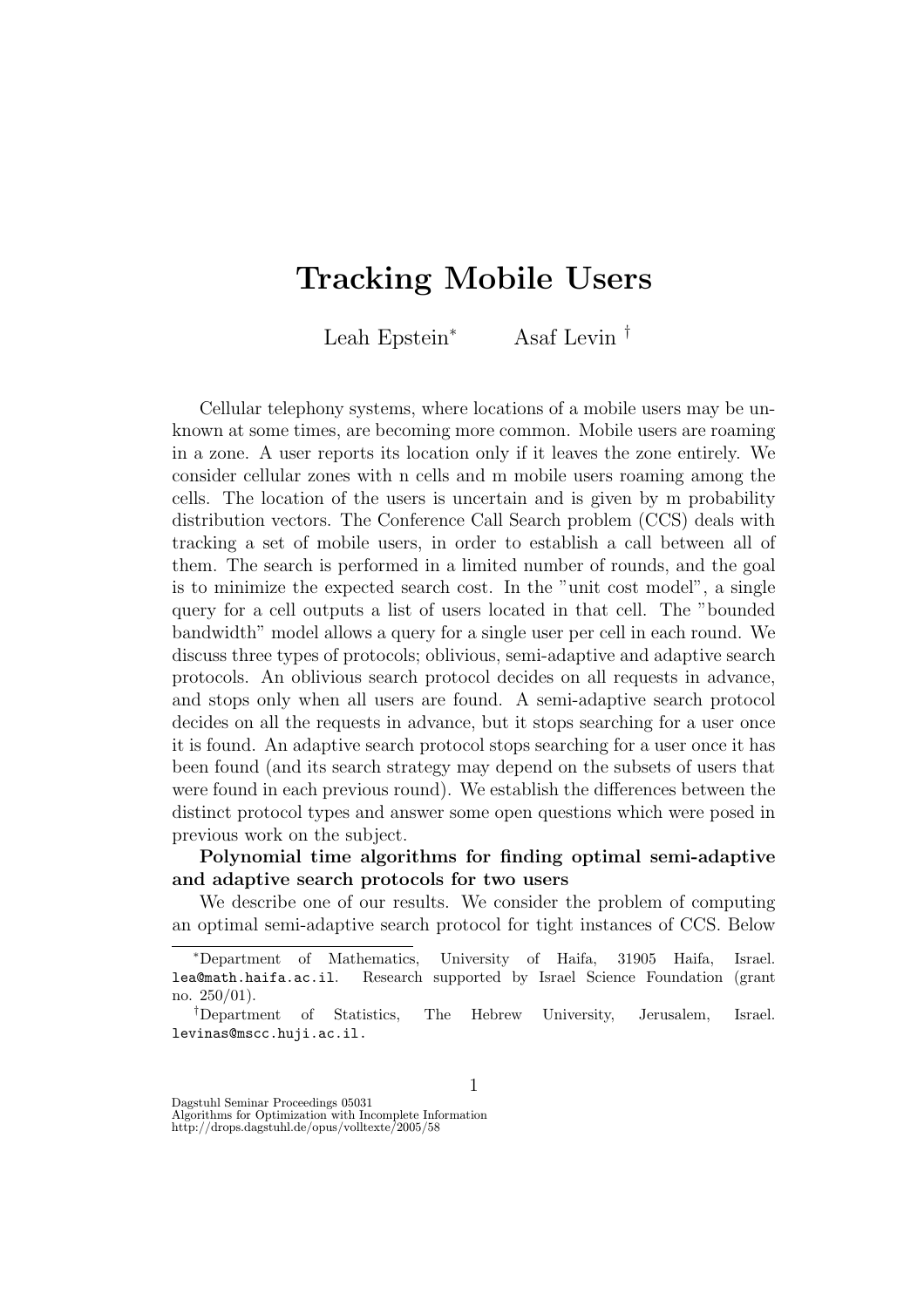# Tracking Mobile Users

Leah Epstein[*] Asaf Levin[†]

Cellular telephony systems, where locations of a mobile users may be unknown at some times, are becoming more common. Mobile users are roaming in a zone. A user reports its location only if it leaves the zone entirely. We consider cellular zones with n cells and m mobile users roaming among the cells. The location of the users is uncertain and is given by m probability distribution vectors. The Conference Call Search problem (CCS) deals with tracking a set of mobile users, in order to establish a call between all of them. The search is performed in a limited number of rounds, and the goal is to minimize the expected search cost. In the "unit cost model", a single query for a cell outputs a list of users located in that cell. The "bounded bandwidth" model allows a query for a single user per cell in each round. We discuss three types of protocols; oblivious, semi-adaptive and adaptive search protocols. An oblivious search protocol decides on all requests in advance, and stops only when all users are found. A semi-adaptive search protocol decides on all the requests in advance, but it stops searching for a user once it is found. An adaptive search protocol stops searching for a user once it has been found (and its search strategy may depend on the subsets of users that were found in each previous round). We establish the differences between the distinct protocol types and answer some open questions which were posed in previous work on the subject.

**Polynomial time algorithms for finding optimal semi-adaptive and adaptive search protocols for two users**

We describe one of our results. We consider the problem of computing an optimal semi-adaptive search protocol for tight instances of CCS. Below

---

[*] Department of Mathematics, University of Haifa, 31905 Haifa, Israel. lea@math.haifa.ac.il. Research supported by Israel Science Foundation (grant no. 250/01).

[†] Department of Statistics, The Hebrew University, Jerusalem, Israel. levinas@mscc.huji.ac.il.

Dagstuhl Seminar Proceedings 05031
Algorithms for Optimization with Incomplete Information
http://drops.dagstuhl.de/opus/volltexte/2005/58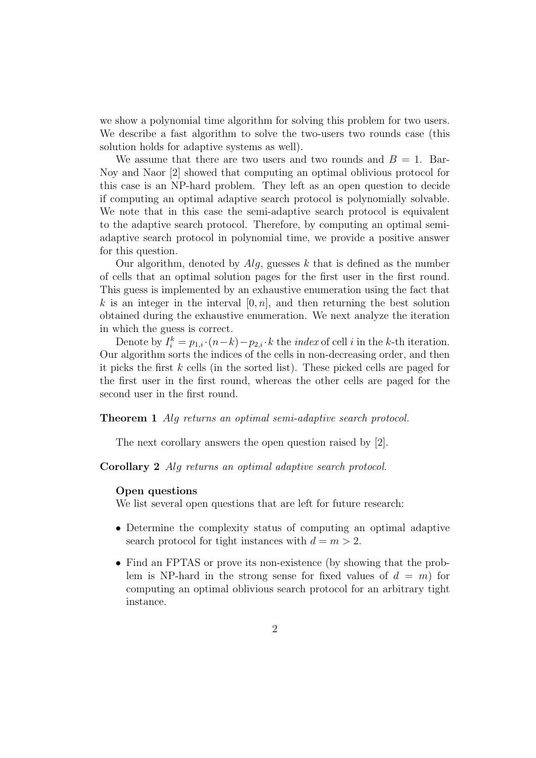we show a polynomial time algorithm for solving this problem for two users. We describe a fast algorithm to solve the two-users two rounds case (this solution holds for adaptive systems as well).

We assume that there are two users and two rounds and $B = 1$. Bar-Noy and Naor [2] showed that computing an optimal oblivious protocol for this case is an NP-hard problem. They left as an open question to decide if computing an optimal adaptive search protocol is polynomially solvable. We note that in this case the semi-adaptive search protocol is equivalent to the adaptive search protocol. Therefore, by computing an optimal semi-adaptive search protocol in polynomial time, we provide a positive answer for this question.

Our algorithm, denoted by $Alg$, guesses $k$ that is defined as the number of cells that an optimal solution pages for the first user in the first round. This guess is implemented by an exhaustive enumeration using the fact that $k$ is an integer in the interval $[0, n]$, and then returning the best solution obtained during the exhaustive enumeration. We next analyze the iteration in which the guess is correct.

Denote by $I_i^k = p_{1,i} \cdot (n-k) - p_{2,i} \cdot k$ the *index* of cell $i$ in the $k$-th iteration. Our algorithm sorts the indices of the cells in non-decreasing order, and then it picks the first $k$ cells (in the sorted list). These picked cells are paged for the first user in the first round, whereas the other cells are paged for the second user in the first round.

**Theorem 1** *Alg returns an optimal semi-adaptive search protocol.*

The next corollary answers the open question raised by [2].

**Corollary 2** *Alg returns an optimal adaptive search protocol.*

**Open questions**

We list several open questions that are left for future research:

- Determine the complexity status of computing an optimal adaptive search protocol for tight instances with $d = m > 2$.
- Find an FPTAS or prove its non-existence (by showing that the problem is NP-hard in the strong sense for fixed values of $d = m$) for computing an optimal oblivious search protocol for an arbitrary tight instance.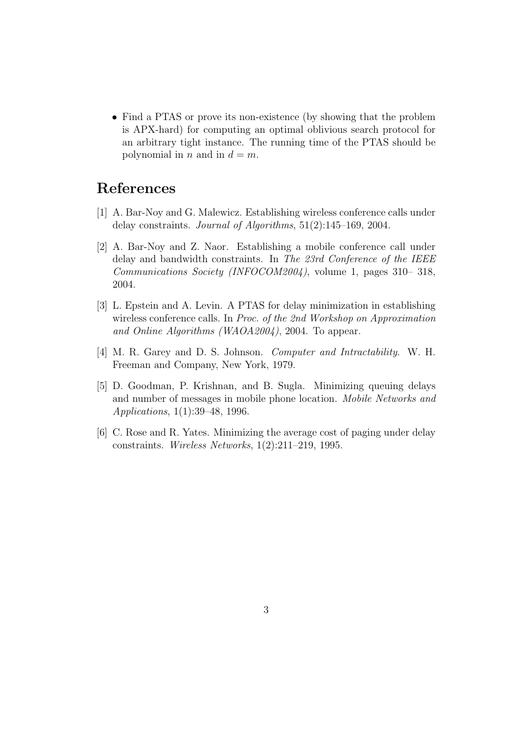- Find a PTAS or prove its non-existence (by showing that the problem is APX-hard) for computing an optimal oblivious search protocol for an arbitrary tight instance. The running time of the PTAS should be polynomial in $n$ and in $d = m$.

## References

[1] A. Bar-Noy and G. Malewicz. Establishing wireless conference calls under delay constraints. *Journal of Algorithms*, 51(2):145–169, 2004.

[2] A. Bar-Noy and Z. Naor. Establishing a mobile conference call under delay and bandwidth constraints. In *The 23rd Conference of the IEEE Communications Society (INFOCOM2004)*, volume 1, pages 310– 318, 2004.

[3] L. Epstein and A. Levin. A PTAS for delay minimization in establishing wireless conference calls. In *Proc. of the 2nd Workshop on Approximation and Online Algorithms (WAOA2004)*, 2004. To appear.

[4] M. R. Garey and D. S. Johnson. *Computer and Intractability*. W. H. Freeman and Company, New York, 1979.

[5] D. Goodman, P. Krishnan, and B. Sugla. Minimizing queuing delays and number of messages in mobile phone location. *Mobile Networks and Applications*, 1(1):39–48, 1996.

[6] C. Rose and R. Yates. Minimizing the average cost of paging under delay constraints. *Wireless Networks*, 1(2):211–219, 1995.